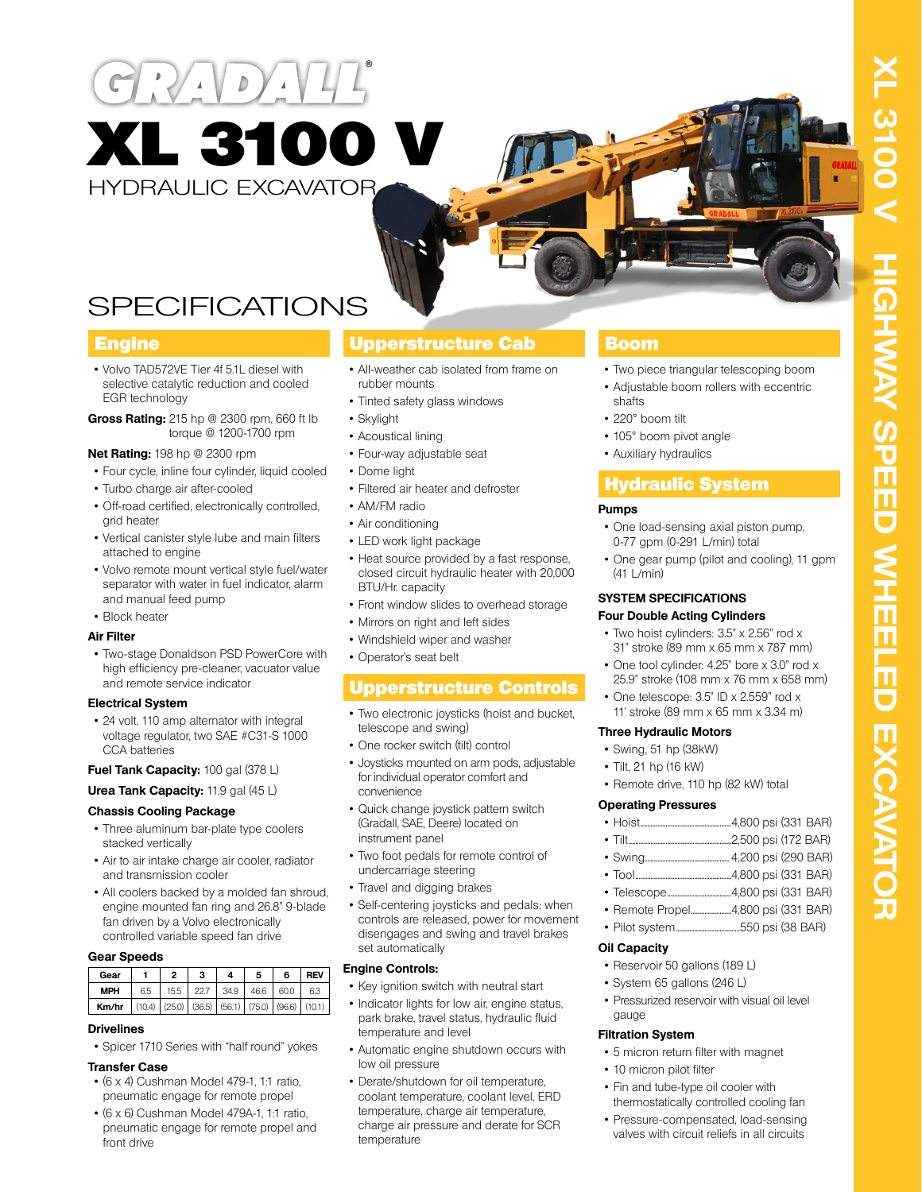# GRADALL®

# XL 3100 V

HYDRAULIC EXCAVATOR

XL 3100 V HIGHWAY SPEED WHEELED EXCAVATOR

# SPECIFICATIONS

## Engine

- Volvo TAD572VE Tier 4f 5.1L diesel with selective catalytic reduction and cooled EGR technology

**Gross Rating:** 215 hp @ 2300 rpm, 660 ft lb torque @ 1200-1700 rpm

**Net Rating:** 198 hp @ 2300 rpm

- Four cycle, inline four cylinder, liquid cooled
- Turbo charge air after-cooled
- Off-road certified, electronically controlled, grid heater
- Vertical canister style lube and main filters attached to engine
- Volvo remote mount vertical style fuel/water separator with water in fuel indicator, alarm and manual feed pump
- Block heater

### Air Filter

- Two-stage Donaldson PSD PowerCore with high efficiency pre-cleaner, vacuator value and remote service indicator

### Electrical System

- 24 volt, 110 amp alternator with integral voltage regulator, two SAE #C31-S 1000 CCA batteries

**Fuel Tank Capacity:** 100 gal (378 L)

**Urea Tank Capacity:** 11.9 gal (45 L)

### Chassis Cooling Package

- Three aluminum bar-plate type coolers stacked vertically
- Air to air intake charge air cooler, radiator and transmission cooler
- All coolers backed by a molded fan shroud, engine mounted fan ring and 26.8" 9-blade fan driven by a Volvo electronically controlled variable speed fan drive

### Gear Speeds

| Gear | 1 | 2 | 3 | 4 | 5 | 6 | REV |
|---|---|---|---|---|---|---|---|
| MPH | 6.5 | 15.5 | 22.7 | 34.9 | 46.6 | 60.0 | 6.3 |
| Km/hr | (10.4) | (25.0) | (36.5) | (56.1) | (75.0) | (96.6) | (10.1) |

### Drivelines

- Spicer 1710 Series with "half round" yokes

### Transfer Case

- (6 x 4) Cushman Model 479-1, 1:1 ratio, pneumatic engage for remote propel
- (6 x 6) Cushman Model 479A-1, 1:1 ratio, pneumatic engage for remote propel and front drive

## Upperstructure Cab

- All-weather cab isolated from frame on rubber mounts
- Tinted safety glass windows
- Skylight
- Acoustical lining
- Four-way adjustable seat
- Dome light
- Filtered air heater and defroster
- AM/FM radio
- Air conditioning
- LED work light package
- Heat source provided by a fast response, closed circuit hydraulic heater with 20,000 BTU/Hr. capacity
- Front window slides to overhead storage
- Mirrors on right and left sides
- Windshield wiper and washer
- Operator's seat belt

## Upperstructure Controls

- Two electronic joysticks (hoist and bucket, telescope and swing)
- One rocker switch (tilt) control
- Joysticks mounted on arm pods, adjustable for individual operator comfort and convenience
- Quick change joystick pattern switch (Gradall, SAE, Deere) located on instrument panel
- Two foot pedals for remote control of undercarriage steering
- Travel and digging brakes
- Self-centering joysticks and pedals; when controls are released, power for movement disengages and swing and travel brakes set automatically

### Engine Controls:

- Key ignition switch with neutral start
- Indicator lights for low air, engine status, park brake, travel status, hydraulic fluid temperature and level
- Automatic engine shutdown occurs with low oil pressure
- Derate/shutdown for oil temperature, coolant temperature, coolant level, ERD temperature, charge air temperature, charge air pressure and derate for SCR temperature

## Boom

- Two piece triangular telescoping boom
- Adjustable boom rollers with eccentric shafts
- 220° boom tilt
- 105° boom pivot angle
- Auxiliary hydraulics

## Hydraulic System

### Pumps

- One load-sensing axial piston pump, 0-77 gpm (0-291 L/min) total
- One gear pump (pilot and cooling), 11 gpm (41 L/min)

### SYSTEM SPECIFICATIONS

### Four Double Acting Cylinders

- Two hoist cylinders: 3.5" x 2.56" rod x 31" stroke (89 mm x 65 mm x 787 mm)
- One tool cylinder: 4.25" bore x 3.0" rod x 25.9" stroke (108 mm x 76 mm x 658 mm)
- One telescope: 3.5" ID x 2.559" rod x 11' stroke (89 mm x 65 mm x 3.34 m)

### Three Hydraulic Motors

- Swing, 51 hp (38kW)
- Tilt, 21 hp (16 kW)
- Remote drive, 110 hp (82 kW) total

### Operating Pressures

- Hoist....4,800 psi (331 BAR)
- Tilt....2,500 psi (172 BAR)
- Swing....4,200 psi (290 BAR)
- Tool....4,800 psi (331 BAR)
- Telescope....4,800 psi (331 BAR)
- Remote Propel....4,800 psi (331 BAR)
- Pilot system....550 psi (38 BAR)

### Oil Capacity

- Reservoir 50 gallons (189 L)
- System 65 gallons (246 L)
- Pressurized reservoir with visual oil level gauge

### Filtration System

- 5 micron return filter with magnet
- 10 micron pilot filter
- Fin and tube-type oil cooler with thermostatically controlled cooling fan
- Pressure-compensated, load-sensing valves with circuit reliefs in all circuits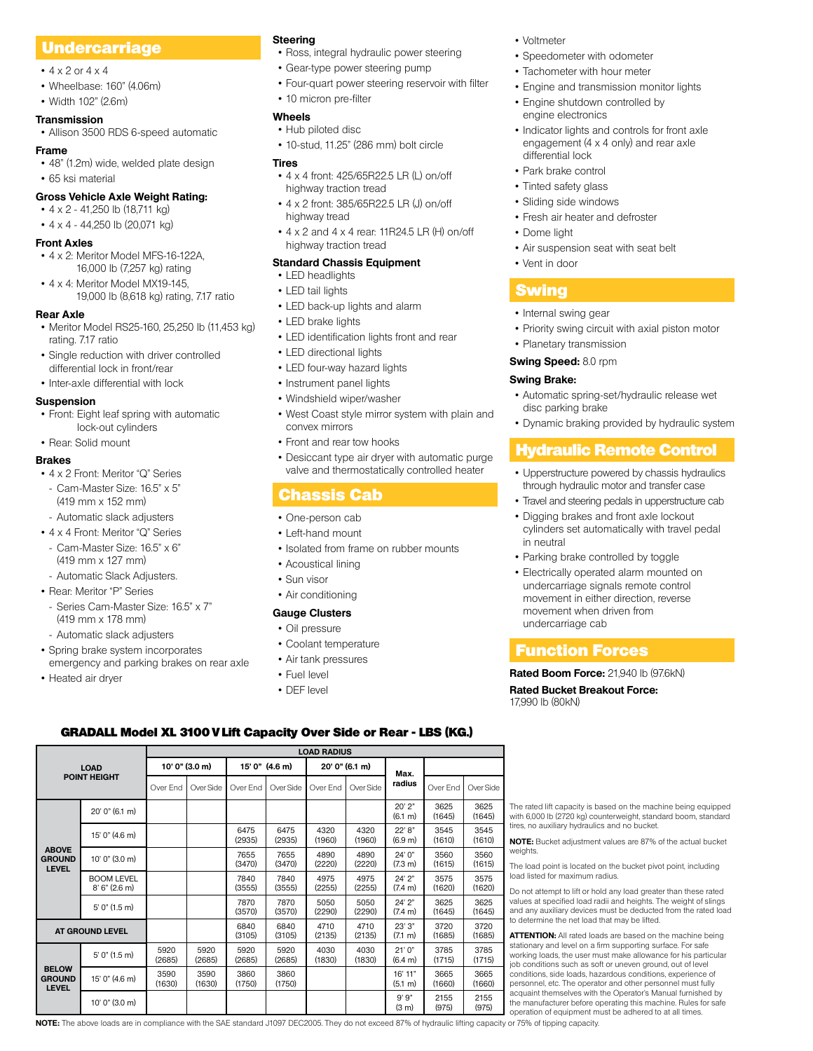## Undercarriage

- 4 x 2 or 4 x 4
- Wheelbase: 160" (4.06m)
- Width 102" (2.6m)

### Transmission

- Allison 3500 RDS 6-speed automatic

### Frame

- 48" (1.2m) wide, welded plate design
- 65 ksi material

### Gross Vehicle Axle Weight Rating:

- 4 x 2 - 41,250 lb (18,711 kg)
- 4 x 4 - 44,250 lb (20,071 kg)

### Front Axles

- 4 x 2: Meritor Model MFS-16-122A, 16,000 lb (7,257 kg) rating
- 4 x 4: Meritor Model MX19-145, 19,000 lb (8,618 kg) rating, 7.17 ratio

### Rear Axle

- Meritor Model RS25-160, 25,250 lb (11,453 kg) rating. 7.17 ratio
- Single reduction with driver controlled differential lock in front/rear
- Inter-axle differential with lock

### Suspension

- Front: Eight leaf spring with automatic lock-out cylinders
- Rear: Solid mount

### Brakes

- 4 x 2 Front: Meritor "Q" Series
  - Cam-Master Size: 16.5" x 5" (419 mm x 152 mm)
  - Automatic slack adjusters
- 4 x 4 Front: Meritor "Q" Series
  - Cam-Master Size: 16.5" x 6" (419 mm x 127 mm)
  - Automatic Slack Adjusters.
- Rear: Meritor "P" Series
  - Series Cam-Master Size: 16.5" x 7" (419 mm x 178 mm)
  - Automatic slack adjusters
- Spring brake system incorporates emergency and parking brakes on rear axle
- Heated air dryer

### Steering

- Ross, integral hydraulic power steering
- Gear-type power steering pump
- Four-quart power steering reservoir with filter
- 10 micron pre-filter

### Wheels

- Hub piloted disc
- 10-stud, 11.25" (286 mm) bolt circle

### Tires

- 4 x 4 front: 425/65R22.5 LR (L) on/off highway traction tread
- 4 x 2 front: 385/65R22.5 LR (J) on/off highway tread
- 4 x 2 and 4 x 4 rear: 11R24.5 LR (H) on/off highway traction tread

### Standard Chassis Equipment

- LED headlights
- LED tail lights
- LED back-up lights and alarm
- LED brake lights
- LED identification lights front and rear
- LED directional lights
- LED four-way hazard lights
- Instrument panel lights
- Windshield wiper/washer
- West Coast style mirror system with plain and convex mirrors
- Front and rear tow hooks
- Desiccant type air dryer with automatic purge valve and thermostatically controlled heater

## Chassis Cab

- One-person cab
- Left-hand mount
- Isolated from frame on rubber mounts
- Acoustical lining
- Sun visor
- Air conditioning

### Gauge Clusters

- Oil pressure
- Coolant temperature
- Air tank pressures
- Fuel level
- DEF level
- Voltmeter
- Speedometer with odometer
- Tachometer with hour meter
- Engine and transmission monitor lights
- Engine shutdown controlled by engine electronics
- Indicator lights and controls for front axle engagement (4 x 4 only) and rear axle differential lock
- Park brake control
- Tinted safety glass
- Sliding side windows
- Fresh air heater and defroster
- Dome light
- Air suspension seat with seat belt
- Vent in door

## Swing

- Internal swing gear
- Priority swing circuit with axial piston motor
- Planetary transmission

**Swing Speed:** 8.0 rpm

**Swing Brake:**

- Automatic spring-set/hydraulic release wet disc parking brake
- Dynamic braking provided by hydraulic system

## Hydraulic Remote Control

- Upperstructure powered by chassis hydraulics through hydraulic motor and transfer case
- Travel and steering pedals in upperstructure cab
- Digging brakes and front axle lockout cylinders set automatically with travel pedal in neutral
- Parking brake controlled by toggle
- Electrically operated alarm mounted on undercarriage signals remote control movement in either direction, reverse movement when driven from undercarriage cab

## Function Forces

**Rated Boom Force:** 21,940 lb (97.6kN)

**Rated Bucket Breakout Force:** 17,990 lb (80kN)

### GRADALL Model XL 3100 V Lift Capacity Over Side or Rear - LBS (KG.)

| LOAD POINT HEIGHT | | LOAD RADIUS | | | | | | | | |
|---|---|---|---|---|---|---|---|---|---|---|
| | | 10' 0" (3.0 m) | | 15' 0" (4.6 m) | | 20' 0" (6.1 m) | | Max. radius | | |
| | | Over End | Over Side | Over End | Over Side | Over End | Over Side | | Over End | Over Side |
| ABOVE GROUND LEVEL | 20' 0" (6.1 m) | | | | | | | 20' 2" (6.1 m) | 3625 (1645) | 3625 (1645) |
| | 15' 0" (4.6 m) | | | 6475 (2935) | 6475 (2935) | 4320 (1960) | 4320 (1960) | 22' 8" (6.9 m) | 3545 (1610) | 3545 (1610) |
| | 10' 0" (3.0 m) | | | 7655 (3470) | 7655 (3470) | 4890 (2220) | 4890 (2220) | 24' 0" (7.3 m) | 3560 (1615) | 3560 (1615) |
| | BOOM LEVEL 8' 6" (2.6 m) | | | 7840 (3555) | 7840 (3555) | 4975 (2255) | 4975 (2255) | 24' 2" (7.4 m) | 3575 (1620) | 3575 (1620) |
| | 5' 0" (1.5 m) | | | 7870 (3570) | 7870 (3570) | 5050 (2290) | 5050 (2290) | 24' 2" (7.4 m) | 3625 (1645) | 3625 (1645) |
| AT GROUND LEVEL | | | | 6840 (3105) | 6840 (3105) | 4710 (2135) | 4710 (2135) | 23' 3" (7.1 m) | 3720 (1685) | 3720 (1685) |
| BELOW GROUND LEVEL | 5' 0" (1.5 m) | 5920 (2685) | 5920 (2685) | 5920 (2685) | 5920 (2685) | 4030 (1830) | 4030 (1830) | 21' 0" (6.4 m) | 3785 (1715) | 3785 (1715) |
| | 15' 0" (4.6 m) | 3590 (1630) | 3590 (1630) | 3860 (1750) | 3860 (1750) | | | 16' 11" (5.1 m) | 3665 (1660) | 3665 (1660) |
| | 10' 0" (3.0 m) | | | | | | | 9' 9" (3 m) | 2155 (975) | 2155 (975) |

**NOTE:** The above loads are in compliance with the SAE standard J1097 DEC2005. They do not exceed 87% of hydraulic lifting capacity or 75% of tipping capacity.

The rated lift capacity is based on the machine being equipped with 6,000 lb (2720 kg) counterweight, standard boom, standard tires, no auxiliary hydraulics and no bucket.

**NOTE:** Bucket adjustment values are 87% of the actual bucket weights.

The load point is located on the bucket pivot point, including load listed for maximum radius.

Do not attempt to lift or hold any load greater than these rated values at specified load radii and heights. The weight of slings and any auxiliary devices must be deducted from the rated load to determine the net load that may be lifted.

**ATTENTION:** All rated loads are based on the machine being stationary and level on a firm supporting surface. For safe working loads, the user must make allowance for his particular job conditions such as soft or uneven ground, out of level conditions, side loads, hazardous conditions, experience of personnel, etc. The operator and other personnel must fully acquaint themselves with the Operator's Manual furnished by the manufacturer before operating this machine. Rules for safe operation of equipment must be adhered to at all times.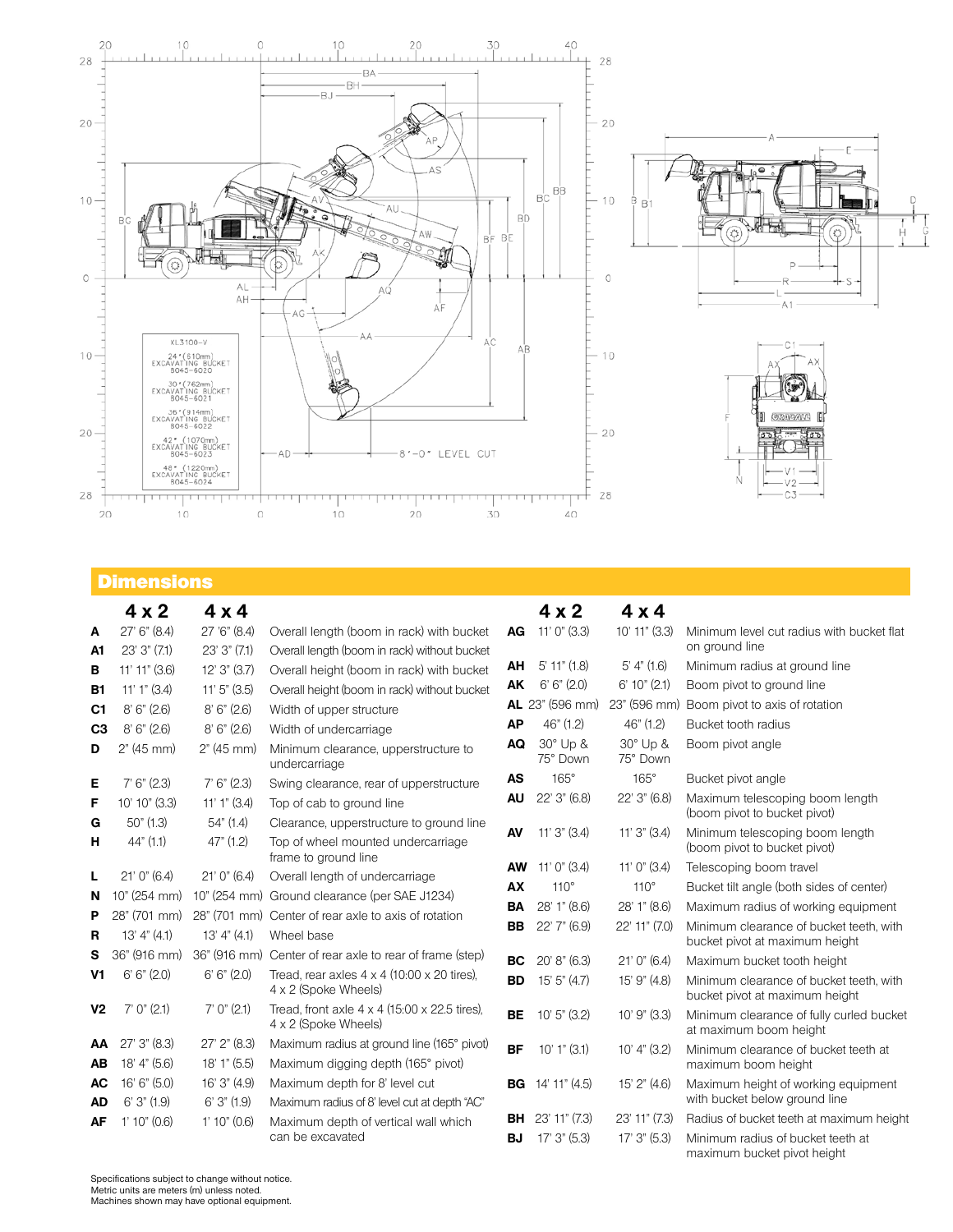## Dimensions

| | 4 x 2 | 4 x 4 | |
|---|---|---|---|
| **A** | 27' 6" (8.4) | 27 '6" (8.4) | Overall length (boom in rack) with bucket |
| **A1** | 23' 3" (7.1) | 23' 3" (7.1) | Overall length (boom in rack) without bucket |
| **B** | 11' 11" (3.6) | 12' 3" (3.7) | Overall height (boom in rack) with bucket |
| **B1** | 11' 1" (3.4) | 11' 5" (3.5) | Overall height (boom in rack) without bucket |
| **C1** | 8' 6" (2.6) | 8' 6" (2.6) | Width of upper structure |
| **C3** | 8' 6" (2.6) | 8' 6" (2.6) | Width of undercarriage |
| **D** | 2" (45 mm) | 2" (45 mm) | Minimum clearance, upperstructure to undercarriage |
| **E** | 7' 6" (2.3) | 7' 6" (2.3) | Swing clearance, rear of upperstructure |
| **F** | 10' 10" (3.3) | 11' 1" (3.4) | Top of cab to ground line |
| **G** | 50" (1.3) | 54" (1.4) | Clearance, upperstructure to ground line |
| **H** | 44" (1.1) | 47" (1.2) | Top of wheel mounted undercarriage frame to ground line |
| **L** | 21' 0" (6.4) | 21' 0" (6.4) | Overall length of undercarriage |
| **N** | 10" (254 mm) | 10" (254 mm) | Ground clearance (per SAE J1234) |
| **P** | 28" (701 mm) | 28" (701 mm) | Center of rear axle to axis of rotation |
| **R** | 13' 4" (4.1) | 13' 4" (4.1) | Wheel base |
| **S** | 36" (916 mm) | 36" (916 mm) | Center of rear axle to rear of frame (step) |
| **V1** | 6' 6" (2.0) | 6' 6" (2.0) | Tread, rear axles 4 x 4 (10:00 x 20 tires), 4 x 2 (Spoke Wheels) |
| **V2** | 7' 0" (2.1) | 7' 0" (2.1) | Tread, front axle 4 x 4 (15:00 x 22.5 tires), 4 x 2 (Spoke Wheels) |
| **AA** | 27' 3" (8.3) | 27' 2" (8.3) | Maximum radius at ground line (165° pivot) |
| **AB** | 18' 4" (5.6) | 18' 1" (5.5) | Maximum digging depth (165° pivot) |
| **AC** | 16' 6" (5.0) | 16' 3" (4.9) | Maximum depth for 8' level cut |
| **AD** | 6' 3" (1.9) | 6' 3" (1.9) | Maximum radius of 8' level cut at depth "AC" |
| **AF** | 1' 10" (0.6) | 1' 10" (0.6) | Maximum depth of vertical wall which can be excavated |
| **AG** | 11' 0" (3.3) | 10' 11" (3.3) | Minimum level cut radius with bucket flat on ground line |
| **AH** | 5' 11" (1.8) | 5' 4" (1.6) | Minimum radius at ground line |
| **AK** | 6' 6" (2.0) | 6' 10" (2.1) | Boom pivot to ground line |
| **AL** | 23" (596 mm) | 23" (596 mm) | Boom pivot to axis of rotation |
| **AP** | 46" (1.2) | 46" (1.2) | Bucket tooth radius |
| **AQ** | 30° Up & 75° Down | 30° Up & 75° Down | Boom pivot angle |
| **AS** | 165° | 165° | Bucket pivot angle |
| **AU** | 22' 3" (6.8) | 22' 3" (6.8) | Maximum telescoping boom length (boom pivot to bucket pivot) |
| **AV** | 11' 3" (3.4) | 11' 3" (3.4) | Minimum telescoping boom length (boom pivot to bucket pivot) |
| **AW** | 11' 0" (3.4) | 11' 0" (3.4) | Telescoping boom travel |
| **AX** | 110° | 110° | Bucket tilt angle (both sides of center) |
| **BA** | 28' 1" (8.6) | 28' 1" (8.6) | Maximum radius of working equipment |
| **BB** | 22' 7" (6.9) | 22' 11" (7.0) | Minimum clearance of bucket teeth, with bucket pivot at maximum height |
| **BC** | 20' 8" (6.3) | 21' 0" (6.4) | Maximum bucket tooth height |
| **BD** | 15' 5" (4.7) | 15' 9" (4.8) | Minimum clearance of bucket teeth, with bucket pivot at maximum height |
| **BE** | 10' 5" (3.2) | 10' 9" (3.3) | Minimum clearance of fully curled bucket at maximum boom height |
| **BF** | 10' 1" (3.1) | 10' 4" (3.2) | Minimum clearance of bucket teeth at maximum boom height |
| **BG** | 14' 11" (4.5) | 15' 2" (4.6) | Maximum height of working equipment with bucket below ground line |
| **BH** | 23' 11" (7.3) | 23' 11" (7.3) | Radius of bucket teeth at maximum height |
| **BJ** | 17' 3" (5.3) | 17' 3" (5.3) | Minimum radius of bucket teeth at maximum bucket pivot height |

Specifications subject to change without notice.
Metric units are meters (m) unless noted.
Machines shown may have optional equipment.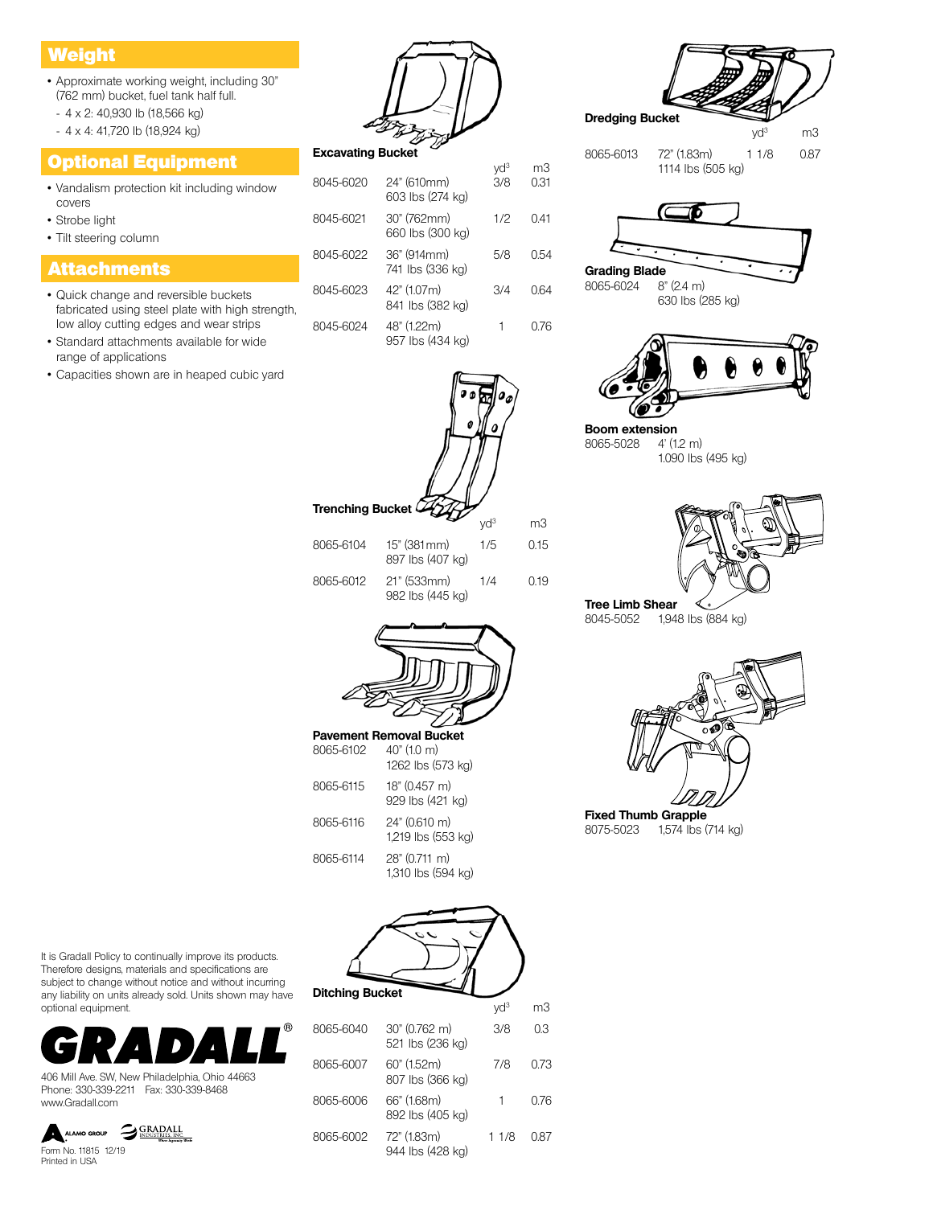## Weight

- Approximate working weight, including 30" (762 mm) bucket, fuel tank half full.
  - 4 x 2: 40,930 lb (18,566 kg)
  - 4 x 4: 41,720 lb (18,924 kg)

## Optional Equipment

- Vandalism protection kit including window covers
- Strobe light
- Tilt steering column

## Attachments

- Quick change and reversible buckets fabricated using steel plate with high strength, low alloy cutting edges and wear strips
- Standard attachments available for wide range of applications
- Capacities shown are in heaped cubic yard

### Excavating Bucket

| | | yd³ | m3 |
|---|---|---|---|
| 8045-6020 | 24" (610mm) 603 lbs (274 kg) | 3/8 | 0.31 |
| 8045-6021 | 30" (762mm) 660 lbs (300 kg) | 1/2 | 0.41 |
| 8045-6022 | 36" (914mm) 741 lbs (336 kg) | 5/8 | 0.54 |
| 8045-6023 | 42" (1.07m) 841 lbs (382 kg) | 3/4 | 0.64 |
| 8045-6024 | 48" (1.22m) 957 lbs (434 kg) | 1 | 0.76 |

### Trenching Bucket

| | | yd³ | m3 |
|---|---|---|---|
| 8065-6104 | 15" (381mm) 897 lbs (407 kg) | 1/5 | 0.15 |
| 8065-6012 | 21" (533mm) 982 lbs (445 kg) | 1/4 | 0.19 |

### Pavement Removal Bucket

| | |
|---|---|
| 8065-6102 | 40" (1.0 m) 1262 lbs (573 kg) |
| 8065-6115 | 18" (0.457 m) 929 lbs (421 kg) |
| 8065-6116 | 24" (0.610 m) 1,219 lbs (553 kg) |
| 8065-6114 | 28" (0.711 m) 1,310 lbs (594 kg) |

### Ditching Bucket

| | | yd³ | m3 |
|---|---|---|---|
| 8065-6040 | 30" (0.762 m) 521 lbs (236 kg) | 3/8 | 0.3 |
| 8065-6007 | 60" (1.52m) 807 lbs (366 kg) | 7/8 | 0.73 |
| 8065-6006 | 66" (1.68m) 892 lbs (405 kg) | 1 | 0.76 |
| 8065-6002 | 72" (1.83m) 944 lbs (428 kg) | 1 1/8 | 0.87 |

### Dredging Bucket

| | | yd³ | m3 |
|---|---|---|---|
| 8065-6013 | 72" (1.83m) 1114 lbs (505 kg) | 1 1/8 | 0.87 |

### Grading Blade

8065-6024 8' (2.4 m) 630 lbs (285 kg)

### Boom extension

8065-5028 4' (1.2 m) 1,090 lbs (495 kg)

### Tree Limb Shear

8045-5052 1,948 lbs (884 kg)

### Fixed Thumb Grapple

8075-5023 1,574 lbs (714 kg)

It is Gradall Policy to continually improve its products. Therefore designs, materials and specifications are subject to change without notice and without incurring any liability on units already sold. Units shown may have optional equipment.

GRADALL®

406 Mill Ave. SW, New Philadelphia, Ohio 44663
Phone: 330-339-2211 Fax: 330-339-8468
www.Gradall.com

ALAMO GROUP — GRADALL INDUSTRIES, INC.

Form No. 11815 12/19
Printed in USA